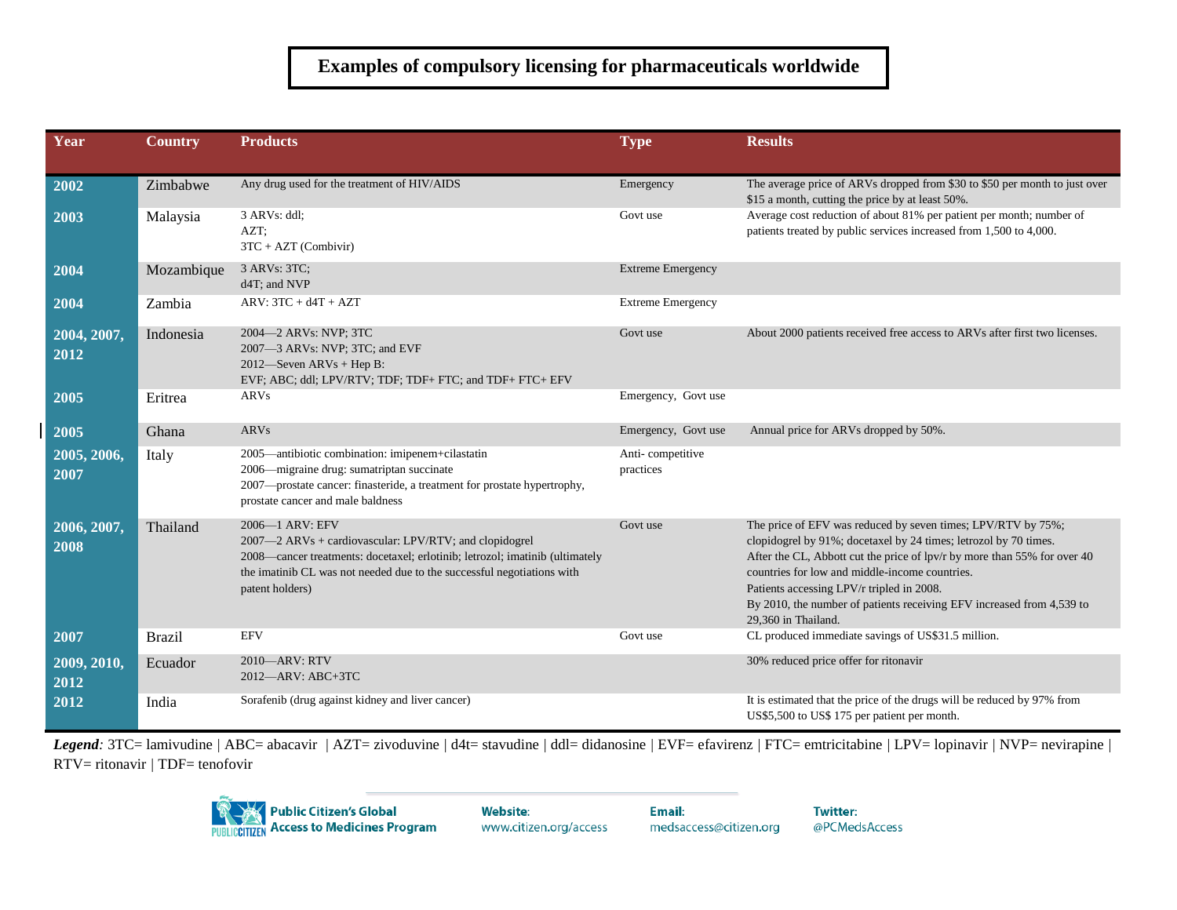# Examples of compulsory licensing for pharmaceuticals worldwide

| Year | Country | Products | Type | Results |
|---|---|---|---|---|
| 2002 | Zimbabwe | Any drug used for the treatment of HIV/AIDS | Emergency | The average price of ARVs dropped from $30 to $50 per month to just over $15 a month, cutting the price by at least 50%. |
| 2003 | Malaysia | 3 ARVs: ddl;<br>AZT;<br>3TC + AZT (Combivir) | Govt use | Average cost reduction of about 81% per patient per month; number of patients treated by public services increased from 1,500 to 4,000. |
| 2004 | Mozambique | 3 ARVs: 3TC;<br>d4T; and NVP | Extreme Emergency | |
| 2004 | Zambia | ARV: 3TC + d4T + AZT | Extreme Emergency | |
| 2004, 2007, 2012 | Indonesia | 2004—2 ARVs: NVP; 3TC<br>2007—3 ARVs: NVP; 3TC; and EVF<br>2012—Seven ARVs + Hep B:<br>EVF; ABC; ddl; LPV/RTV; TDF; TDF+ FTC; and TDF+ FTC+ EFV | Govt use | About 2000 patients received free access to ARVs after first two licenses. |
| 2005 | Eritrea | ARVs | Emergency, Govt use | |
| 2005 | Ghana | ARVs | Emergency, Govt use | Annual price for ARVs dropped by 50%. |
| 2005, 2006, 2007 | Italy | 2005—antibiotic combination: imipenem+cilastatin<br>2006—migraine drug: sumatriptan succinate<br>2007—prostate cancer: finasteride, a treatment for prostate hypertrophy, prostate cancer and male baldness | Anti- competitive practices | |
| 2006, 2007, 2008 | Thailand | 2006—1 ARV: EFV<br>2007—2 ARVs + cardiovascular: LPV/RTV; and clopidogrel<br>2008—cancer treatments: docetaxel; erlotinib; letrozol; imatinib (ultimately the imatinib CL was not needed due to the successful negotiations with patent holders) | Govt use | The price of EFV was reduced by seven times; LPV/RTV by 75%; clopidogrel by 91%; docetaxel by 24 times; letrozol by 70 times.<br>After the CL, Abbott cut the price of lpv/r by more than 55% for over 40 countries for low and middle-income countries.<br>Patients accessing LPV/r tripled in 2008.<br>By 2010, the number of patients receiving EFV increased from 4,539 to 29,360 in Thailand. |
| 2007 | Brazil | EFV | Govt use | CL produced immediate savings of US$31.5 million. |
| 2009, 2010, 2012 | Ecuador | 2010—ARV: RTV<br>2012—ARV: ABC+3TC | | 30% reduced price offer for ritonavir |
| 2012 | India | Sorafenib (drug against kidney and liver cancer) | | It is estimated that the price of the drugs will be reduced by 97% from US$5,500 to US$ 175 per patient per month. |

***Legend**:* 3TC= lamivudine | ABC= abacavir | AZT= zivoduvine | d4t= stavudine | ddl= didanosine | EVF= efavirenz | FTC= emtricitabine | LPV= lopinavir | NVP= nevirapine | RTV= ritonavir | TDF= tenofovir

**Public Citizen's Global Access to Medicines Program**

**Website:** www.citizen.org/access

**Email:** medsaccess@citizen.org

**Twitter:** @PCMedsAccess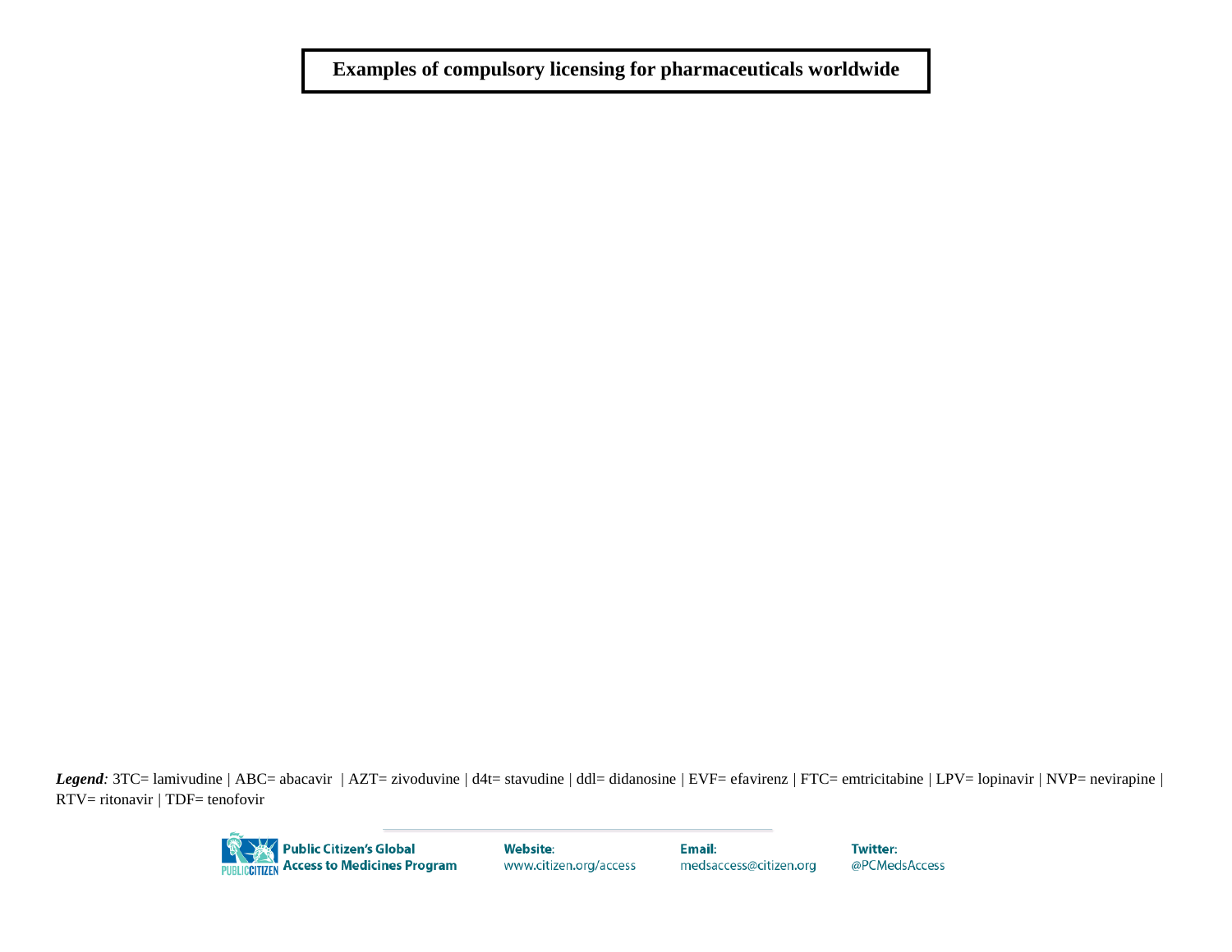**Examples of compulsory licensing for pharmaceuticals worldwide**

***Legend**:* 3TC= lamivudine | ABC= abacavir | AZT= zivoduvine | d4t= stavudine | ddl= didanosine | EVF= efavirenz | FTC= emtricitabine | LPV= lopinavir | NVP= nevirapine | RTV= ritonavir | TDF= tenofovir

**Public Citizen's Global Access to Medicines Program**

**Website:** www.citizen.org/access

**Email:** medsaccess@citizen.org

**Twitter:** @PCMedsAccess